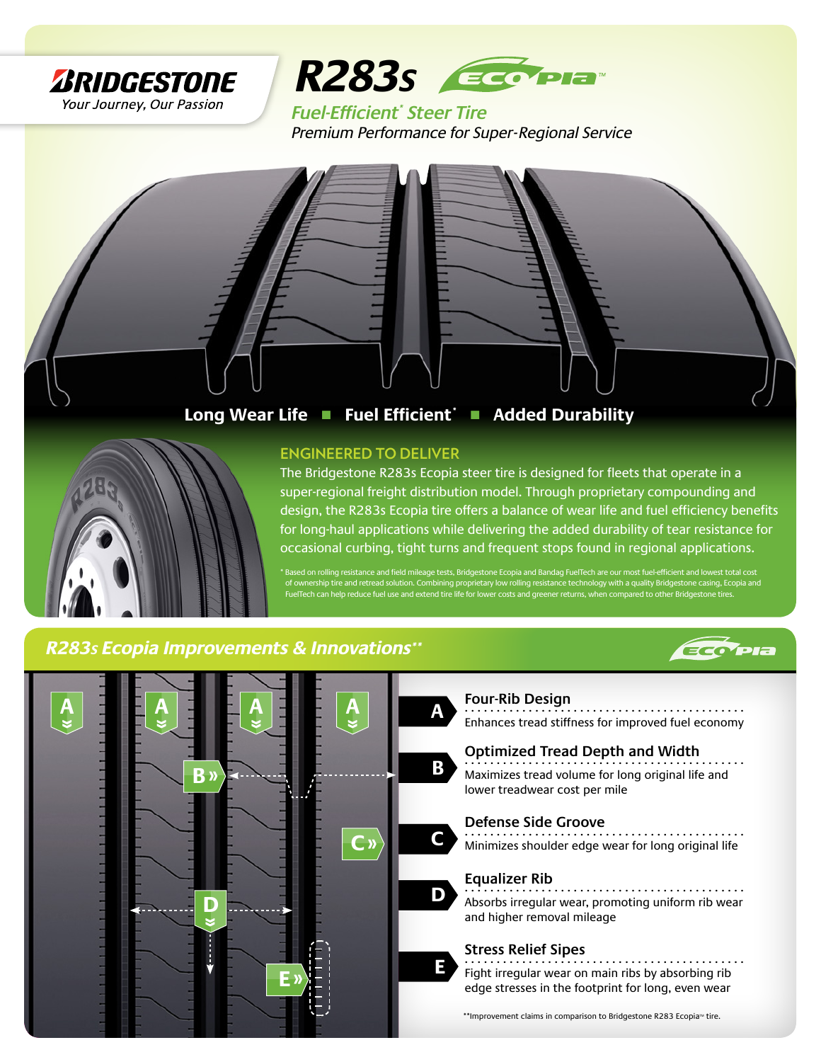**BRIDGESTONE**
*Your Journey, Our Passion*

# R283s ECOPIA™

## *Fuel-Efficient\* Steer Tire*

*Premium Performance for Super-Regional Service*

**Long Wear Life ■ Fuel Efficient\* ■ Added Durability**

## ENGINEERED TO DELIVER

The Bridgestone R283s Ecopia steer tire is designed for fleets that operate in a super-regional freight distribution model. Through proprietary compounding and design, the R283s Ecopia tire offers a balance of wear life and fuel efficiency benefits for long-haul applications while delivering the added durability of tear resistance for occasional curbing, tight turns and frequent stops found in regional applications.

\* Based on rolling resistance and field mileage tests, Bridgestone Ecopia and Bandag FuelTech are our most fuel-efficient and lowest total cost of ownership tire and retread solution. Combining proprietary low rolling resistance technology with a quality Bridgestone casing, Ecopia and FuelTech can help reduce fuel use and extend tire life for lower costs and greener returns, when compared to other Bridgestone tires.

## *R283s Ecopia Improvements & Innovations\*\**

**A — Four-Rib Design**
Enhances tread stiffness for improved fuel economy

**B — Optimized Tread Depth and Width**
Maximizes tread volume for long original life and lower treadwear cost per mile

**C — Defense Side Groove**
Minimizes shoulder edge wear for long original life

**D — Equalizer Rib**
Absorbs irregular wear, promoting uniform rib wear and higher removal mileage

**E — Stress Relief Sipes**
Fight irregular wear on main ribs by absorbing rib edge stresses in the footprint for long, even wear

\*\*Improvement claims in comparison to Bridgestone R283 Ecopia™ tire.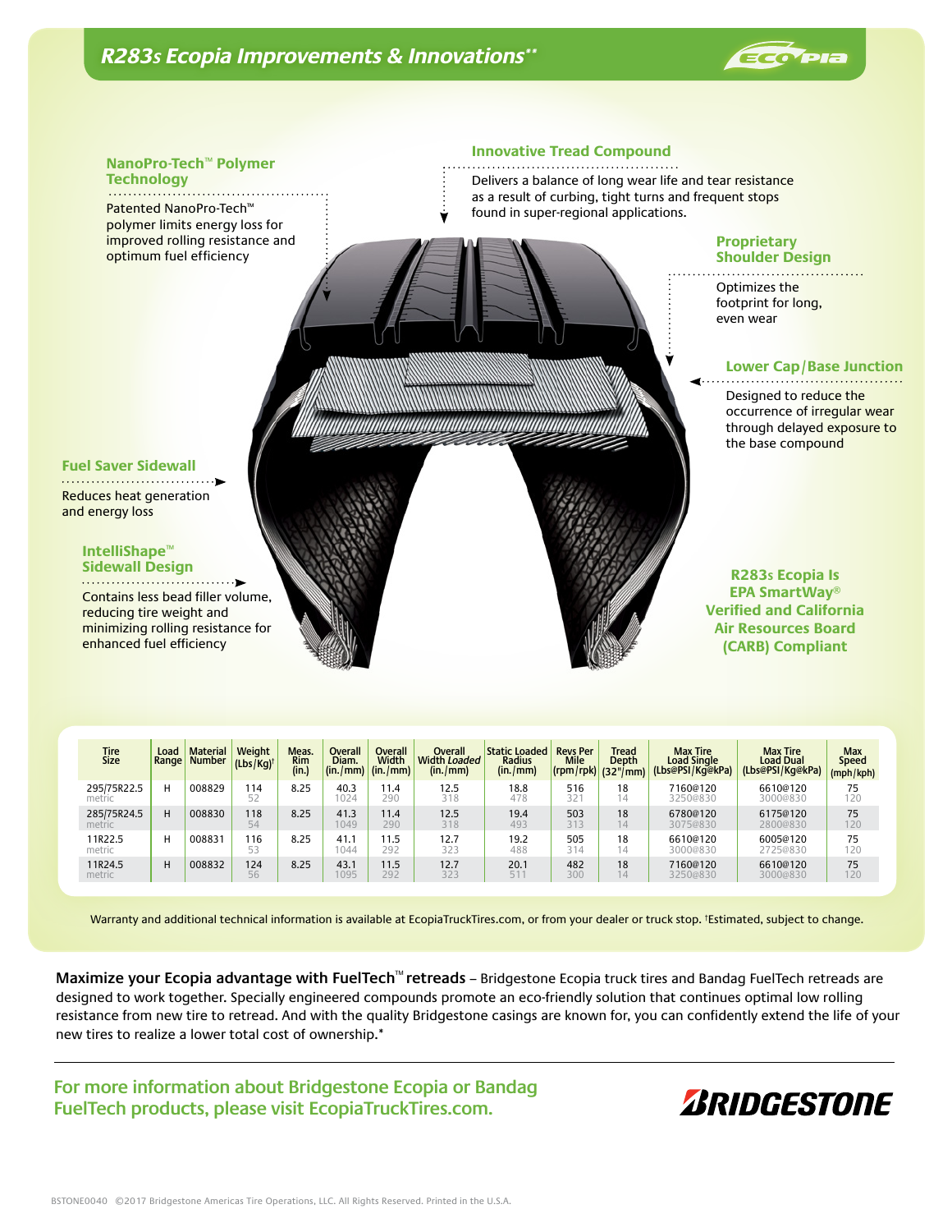## R283s Ecopia Improvements & Innovations**

### NanoPro-Tech™ Polymer Technology

Patented NanoPro-Tech™ polymer limits energy loss for improved rolling resistance and optimum fuel efficiency

### Innovative Tread Compound

Delivers a balance of long wear life and tear resistance as a result of curbing, tight turns and frequent stops found in super-regional applications.

### Proprietary Shoulder Design

Optimizes the footprint for long, even wear

### Lower Cap/Base Junction

Designed to reduce the occurrence of irregular wear through delayed exposure to the base compound

### Fuel Saver Sidewall

Reduces heat generation and energy loss

### IntelliShape™ Sidewall Design

Contains less bead filler volume, reducing tire weight and minimizing rolling resistance for enhanced fuel efficiency

**R283s Ecopia Is EPA SmartWay® Verified and California Air Resources Board (CARB) Compliant**

| Tire Size | Load Range | Material Number | Weight (Lbs/Kg)† | Meas. Rim (in.) | Overall Diam. (in./mm) | Overall Width (in./mm) | Overall Width *Loaded* (in./mm) | Static Loaded Radius (in./mm) | Revs Per Mile (rpm/rpk) | Tread Depth (32"/mm) | Max Tire Load Single (Lbs@PSI/Kg@kPa) | Max Tire Load Dual (Lbs@PSI/Kg@kPa) | Max Speed (mph/kph) |
|---|---|---|---|---|---|---|---|---|---|---|---|---|---|
| 295/75R22.5 | H | 008829 | 114 | 8.25 | 40.3 | 11.4 | 12.5 | 18.8 | 516 | 18 | 7160@120 | 6610@120 | 75 |
| metric | | | 52 | | 1024 | 290 | 318 | 478 | 321 | 14 | 3250@830 | 3000@830 | 120 |
| 285/75R24.5 | H | 008830 | 118 | 8.25 | 41.3 | 11.4 | 12.5 | 19.4 | 503 | 18 | 6780@120 | 6175@120 | 75 |
| metric | | | 54 | | 1049 | 290 | 318 | 493 | 313 | 14 | 3075@830 | 2800@830 | 120 |
| 11R22.5 | H | 008831 | 116 | 8.25 | 41.1 | 11.5 | 12.7 | 19.2 | 505 | 18 | 6610@120 | 6005@120 | 75 |
| metric | | | 53 | | 1044 | 292 | 323 | 488 | 314 | 14 | 3000@830 | 2725@830 | 120 |
| 11R24.5 | H | 008832 | 124 | 8.25 | 43.1 | 11.5 | 12.7 | 20.1 | 482 | 18 | 7160@120 | 6610@120 | 75 |
| metric | | | 56 | | 1095 | 292 | 323 | 511 | 300 | 14 | 3250@830 | 3000@830 | 120 |

Warranty and additional technical information is available at EcopiaTruckTires.com, or from your dealer or truck stop. †Estimated, subject to change.

**Maximize your Ecopia advantage with FuelTech™ retreads** – Bridgestone Ecopia truck tires and Bandag FuelTech retreads are designed to work together. Specially engineered compounds promote an eco-friendly solution that continues optimal low rolling resistance from new tire to retread. And with the quality Bridgestone casings are known for, you can confidently extend the life of your new tires to realize a lower total cost of ownership.*

**For more information about Bridgestone Ecopia or Bandag FuelTech products, please visit EcopiaTruckTires.com.**

BRIDGESTONE

BSTONE0040 ©2017 Bridgestone Americas Tire Operations, LLC. All Rights Reserved. Printed in the U.S.A.